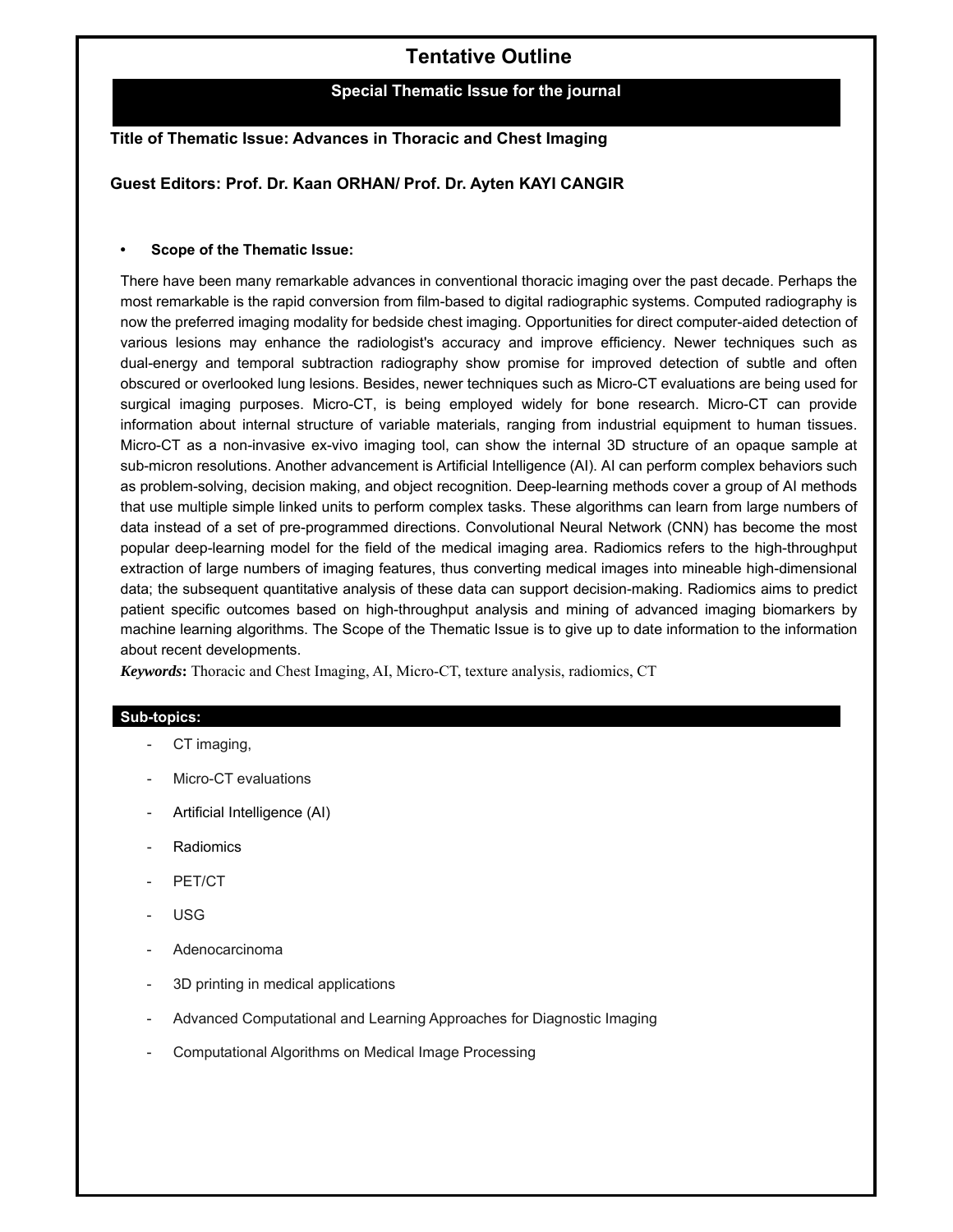# Tentative Outline

## Special Thematic Issue for the journal

**Title of Thematic Issue: Advances in Thoracic and Chest Imaging**

**Guest Editors: Prof. Dr. Kaan ORHAN/ Prof. Dr. Ayten KAYI CANGIR**

- **Scope of the Thematic Issue:**

There have been many remarkable advances in conventional thoracic imaging over the past decade. Perhaps the most remarkable is the rapid conversion from film-based to digital radiographic systems. Computed radiography is now the preferred imaging modality for bedside chest imaging. Opportunities for direct computer-aided detection of various lesions may enhance the radiologist's accuracy and improve efficiency. Newer techniques such as dual-energy and temporal subtraction radiography show promise for improved detection of subtle and often obscured or overlooked lung lesions. Besides, newer techniques such as Micro-CT evaluations are being used for surgical imaging purposes. Micro-CT, is being employed widely for bone research. Micro-CT can provide information about internal structure of variable materials, ranging from industrial equipment to human tissues. Micro-CT as a non-invasive ex-vivo imaging tool, can show the internal 3D structure of an opaque sample at sub-micron resolutions. Another advancement is Artificial Intelligence (AI). AI can perform complex behaviors such as problem-solving, decision making, and object recognition. Deep-learning methods cover a group of AI methods that use multiple simple linked units to perform complex tasks. These algorithms can learn from large numbers of data instead of a set of pre-programmed directions. Convolutional Neural Network (CNN) has become the most popular deep-learning model for the field of the medical imaging area. Radiomics refers to the high-throughput extraction of large numbers of imaging features, thus converting medical images into mineable high-dimensional data; the subsequent quantitative analysis of these data can support decision-making. Radiomics aims to predict patient specific outcomes based on high-throughput analysis and mining of advanced imaging biomarkers by machine learning algorithms. The Scope of the Thematic Issue is to give up to date information to the information about recent developments.

***Keywords*:** Thoracic and Chest Imaging, AI, Micro-CT, texture analysis, radiomics, CT

## Sub-topics:

- CT imaging,
- Micro-CT evaluations
- Artificial Intelligence (AI)
- Radiomics
- PET/CT
- USG
- Adenocarcinoma
- 3D printing in medical applications
- Advanced Computational and Learning Approaches for Diagnostic Imaging
- Computational Algorithms on Medical Image Processing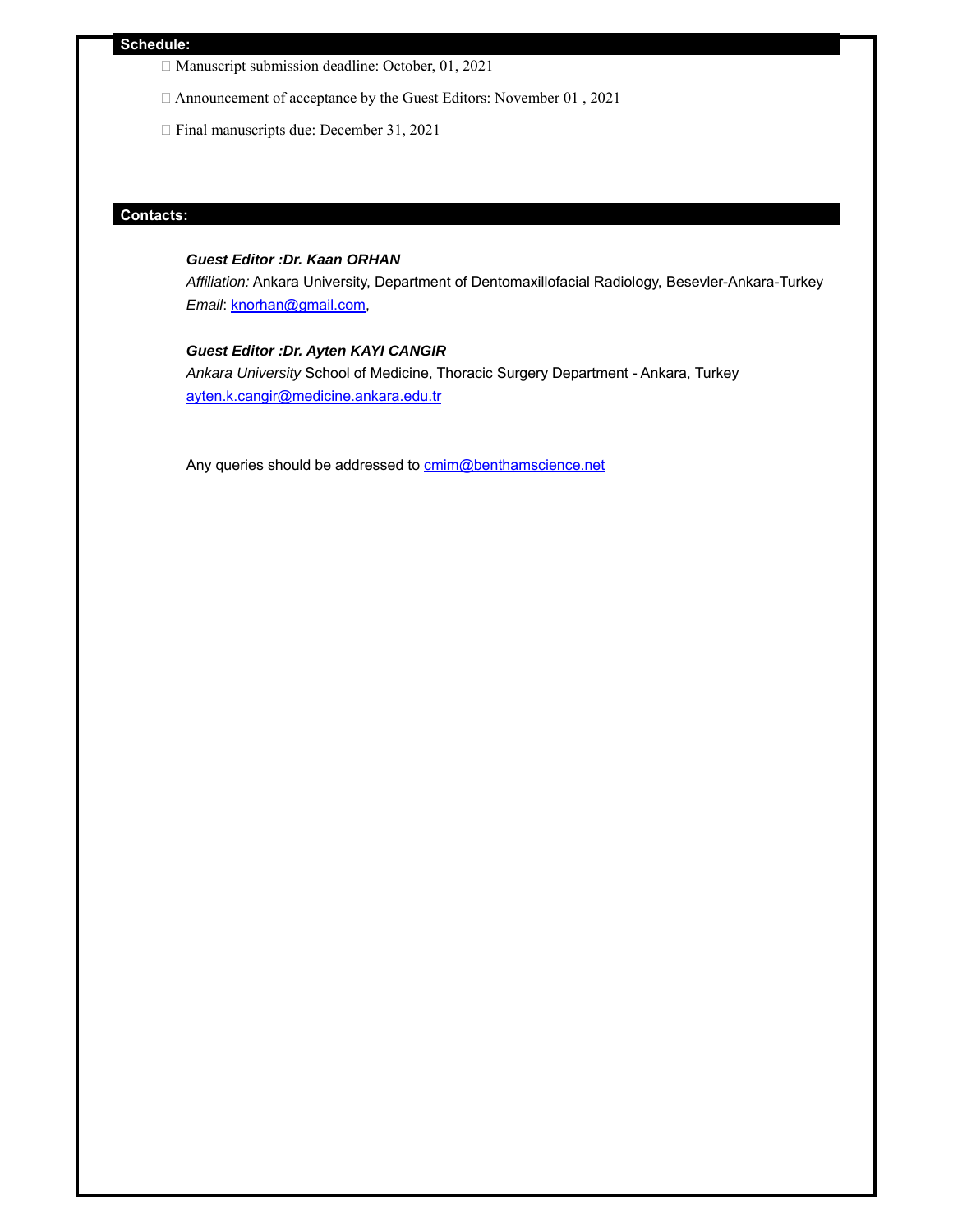## Schedule:

- Manuscript submission deadline: October, 01, 2021
- Announcement of acceptance by the Guest Editors: November 01 , 2021
- Final manuscripts due: December 31, 2021

## Contacts:

***Guest Editor :Dr. Kaan ORHAN***
*Affiliation:* Ankara University, Department of Dentomaxillofacial Radiology, Besevler-Ankara-Turkey
*Email*: knorhan@gmail.com,

***Guest Editor :Dr. Ayten KAYI CANGIR***
*Ankara University* School of Medicine, Thoracic Surgery Department - Ankara, Turkey
ayten.k.cangir@medicine.ankara.edu.tr

Any queries should be addressed to cmim@benthamscience.net